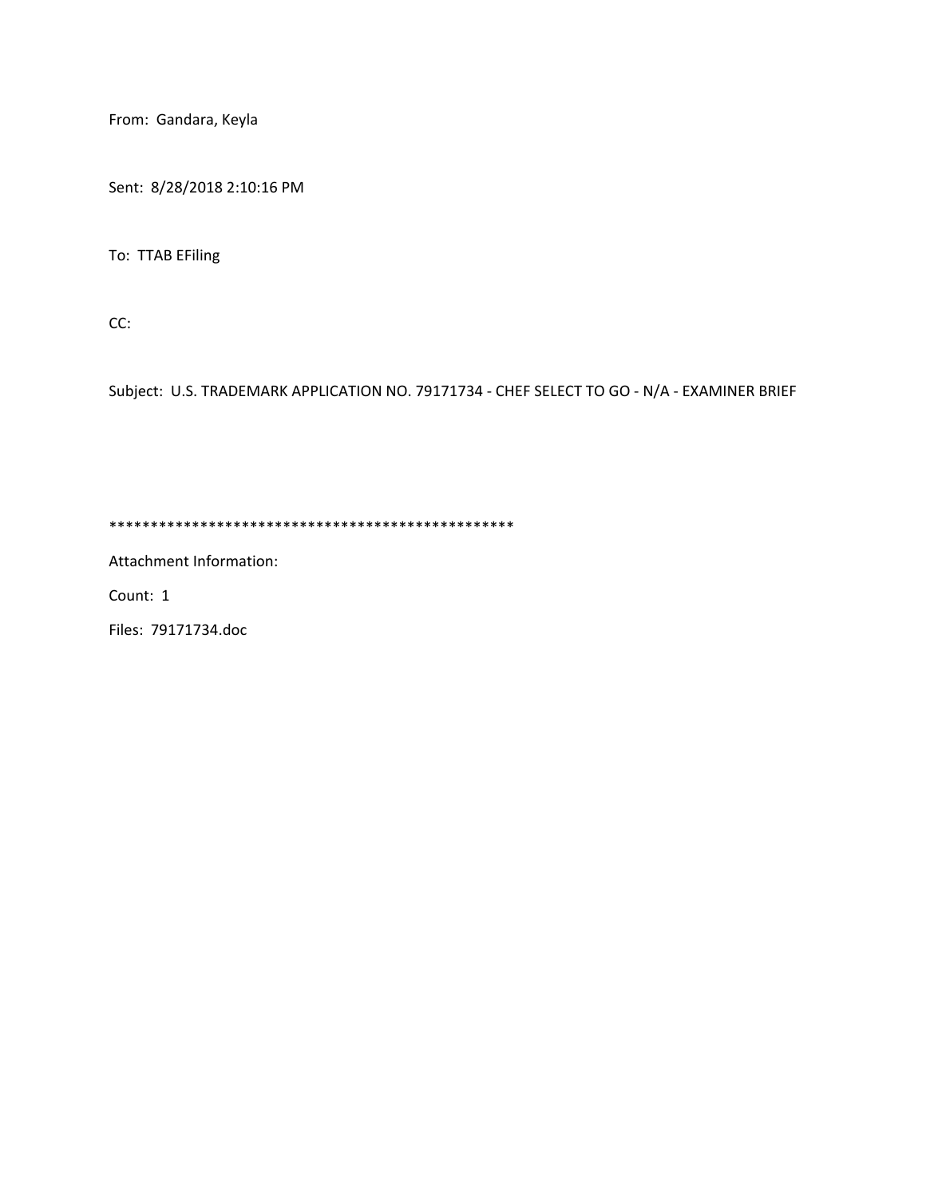From: Gandara, Keyla

Sent: 8/28/2018 2:10:16 PM

To: TTAB EFiling

CC:

Subject: U.S. TRADEMARK APPLICATION NO. 79171734 - CHEF SELECT TO GO - N/A - EXAMINER BRIEF

*************************************************

Attachment Information:

Count: 1

Files: 79171734.doc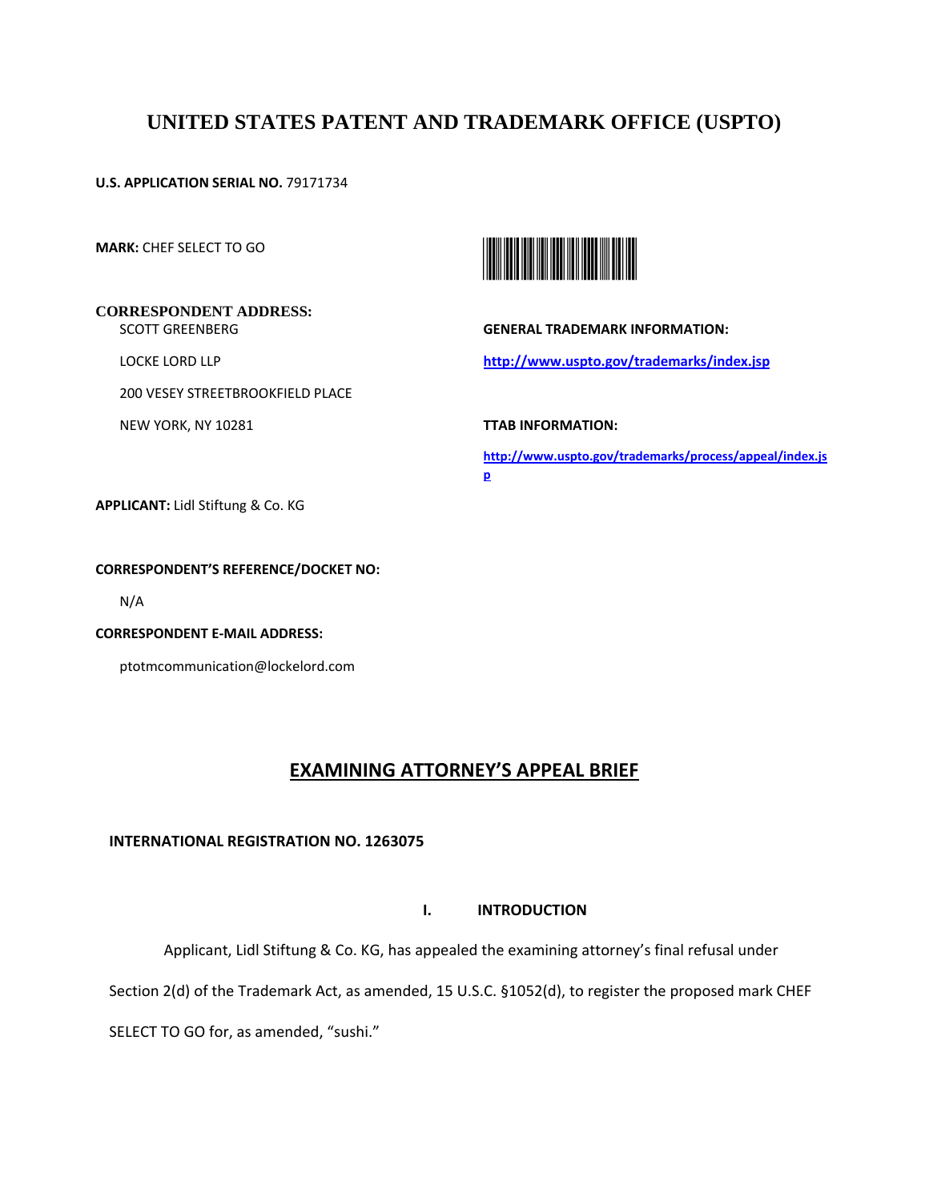# UNITED STATES PATENT AND TRADEMARK OFFICE (USPTO)

**U.S. APPLICATION SERIAL NO.** 79171734

**MARK:** CHEF SELECT TO GO

**CORRESPONDENT ADDRESS:**

SCOTT GREENBERG

LOCKE LORD LLP

200 VESEY STREETBROOKFIELD PLACE

NEW YORK, NY 10281

**GENERAL TRADEMARK INFORMATION:**

http://www.uspto.gov/trademarks/index.jsp

**TTAB INFORMATION:**

http://www.uspto.gov/trademarks/process/appeal/index.jsp

**APPLICANT:** Lidl Stiftung & Co. KG

**CORRESPONDENT'S REFERENCE/DOCKET NO:**

N/A

**CORRESPONDENT E-MAIL ADDRESS:**

ptotmcommunication@lockelord.com

## EXAMINING ATTORNEY'S APPEAL BRIEF

**INTERNATIONAL REGISTRATION NO. 1263075**

### I. INTRODUCTION

Applicant, Lidl Stiftung & Co. KG, has appealed the examining attorney's final refusal under Section 2(d) of the Trademark Act, as amended, 15 U.S.C. §1052(d), to register the proposed mark CHEF SELECT TO GO for, as amended, "sushi."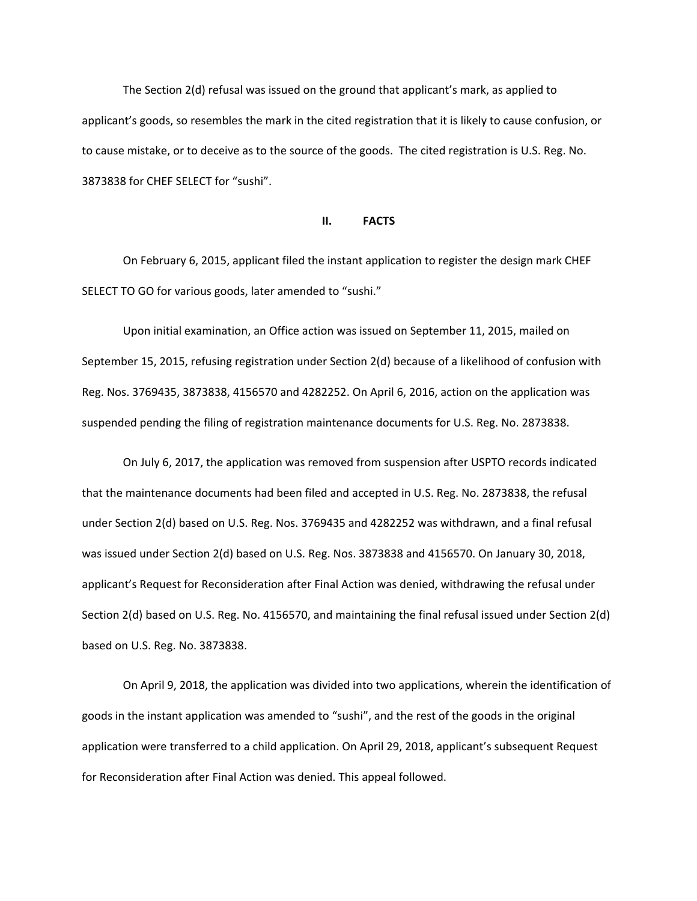The Section 2(d) refusal was issued on the ground that applicant's mark, as applied to applicant's goods, so resembles the mark in the cited registration that it is likely to cause confusion, or to cause mistake, or to deceive as to the source of the goods. The cited registration is U.S. Reg. No. 3873838 for CHEF SELECT for "sushi".

## II. FACTS

On February 6, 2015, applicant filed the instant application to register the design mark CHEF SELECT TO GO for various goods, later amended to "sushi."

Upon initial examination, an Office action was issued on September 11, 2015, mailed on September 15, 2015, refusing registration under Section 2(d) because of a likelihood of confusion with Reg. Nos. 3769435, 3873838, 4156570 and 4282252. On April 6, 2016, action on the application was suspended pending the filing of registration maintenance documents for U.S. Reg. No. 2873838.

On July 6, 2017, the application was removed from suspension after USPTO records indicated that the maintenance documents had been filed and accepted in U.S. Reg. No. 2873838, the refusal under Section 2(d) based on U.S. Reg. Nos. 3769435 and 4282252 was withdrawn, and a final refusal was issued under Section 2(d) based on U.S. Reg. Nos. 3873838 and 4156570. On January 30, 2018, applicant's Request for Reconsideration after Final Action was denied, withdrawing the refusal under Section 2(d) based on U.S. Reg. No. 4156570, and maintaining the final refusal issued under Section 2(d) based on U.S. Reg. No. 3873838.

On April 9, 2018, the application was divided into two applications, wherein the identification of goods in the instant application was amended to "sushi", and the rest of the goods in the original application were transferred to a child application. On April 29, 2018, applicant's subsequent Request for Reconsideration after Final Action was denied. This appeal followed.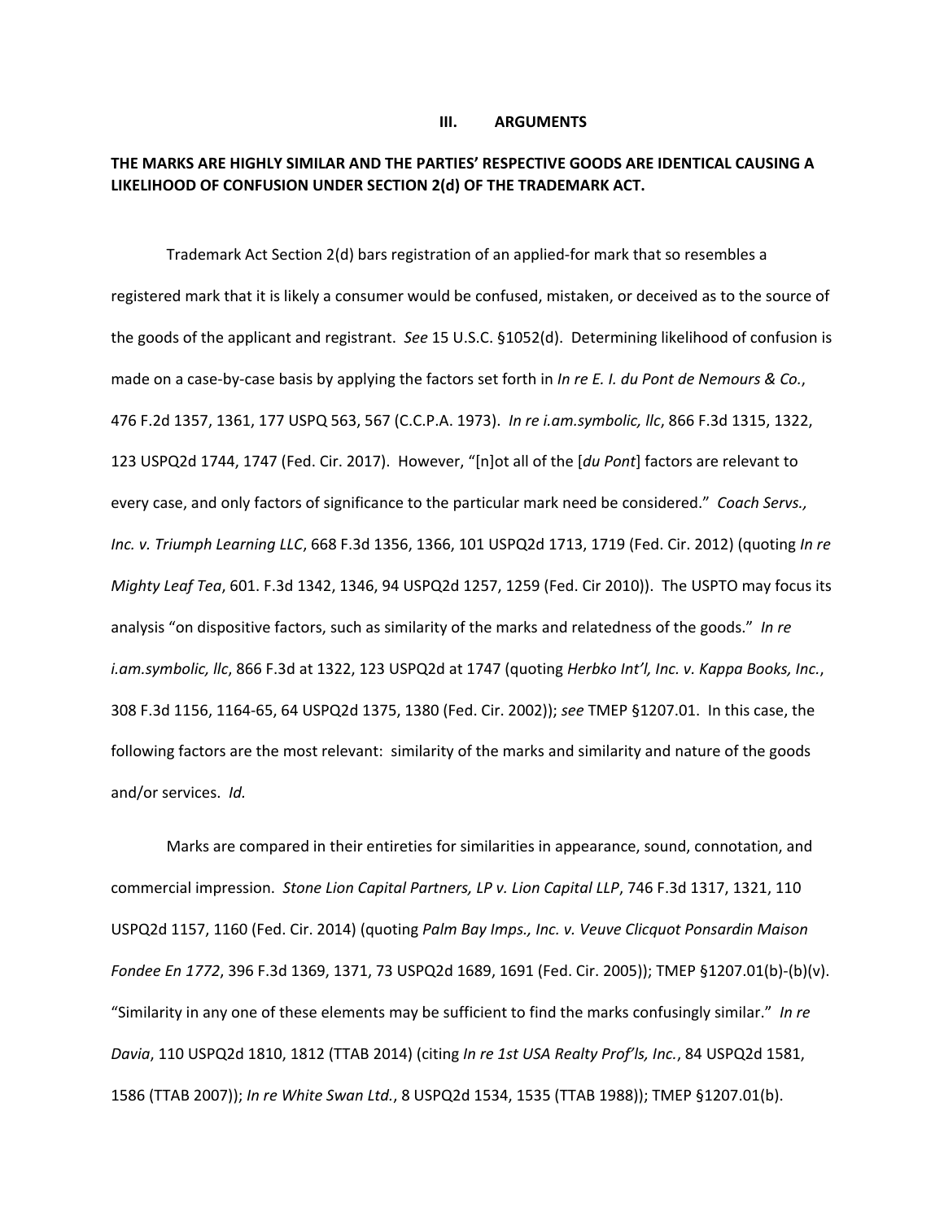## III. ARGUMENTS

**THE MARKS ARE HIGHLY SIMILAR AND THE PARTIES' RESPECTIVE GOODS ARE IDENTICAL CAUSING A LIKELIHOOD OF CONFUSION UNDER SECTION 2(d) OF THE TRADEMARK ACT.**

Trademark Act Section 2(d) bars registration of an applied-for mark that so resembles a registered mark that it is likely a consumer would be confused, mistaken, or deceived as to the source of the goods of the applicant and registrant. *See* 15 U.S.C. §1052(d). Determining likelihood of confusion is made on a case-by-case basis by applying the factors set forth in *In re E. I. du Pont de Nemours & Co.*, 476 F.2d 1357, 1361, 177 USPQ 563, 567 (C.C.P.A. 1973). *In re i.am.symbolic, llc*, 866 F.3d 1315, 1322, 123 USPQ2d 1744, 1747 (Fed. Cir. 2017). However, "[n]ot all of the [*du Pont*] factors are relevant to every case, and only factors of significance to the particular mark need be considered." *Coach Servs., Inc. v. Triumph Learning LLC*, 668 F.3d 1356, 1366, 101 USPQ2d 1713, 1719 (Fed. Cir. 2012) (quoting *In re Mighty Leaf Tea*, 601. F.3d 1342, 1346, 94 USPQ2d 1257, 1259 (Fed. Cir 2010)). The USPTO may focus its analysis "on dispositive factors, such as similarity of the marks and relatedness of the goods." *In re i.am.symbolic, llc*, 866 F.3d at 1322, 123 USPQ2d at 1747 (quoting *Herbko Int'l, Inc. v. Kappa Books, Inc.*, 308 F.3d 1156, 1164-65, 64 USPQ2d 1375, 1380 (Fed. Cir. 2002)); *see* TMEP §1207.01. In this case, the following factors are the most relevant: similarity of the marks and similarity and nature of the goods and/or services. *Id.*

Marks are compared in their entireties for similarities in appearance, sound, connotation, and commercial impression. *Stone Lion Capital Partners, LP v. Lion Capital LLP*, 746 F.3d 1317, 1321, 110 USPQ2d 1157, 1160 (Fed. Cir. 2014) (quoting *Palm Bay Imps., Inc. v. Veuve Clicquot Ponsardin Maison Fondee En 1772*, 396 F.3d 1369, 1371, 73 USPQ2d 1689, 1691 (Fed. Cir. 2005)); TMEP §1207.01(b)-(b)(v). "Similarity in any one of these elements may be sufficient to find the marks confusingly similar." *In re Davia*, 110 USPQ2d 1810, 1812 (TTAB 2014) (citing *In re 1st USA Realty Prof'ls, Inc.*, 84 USPQ2d 1581, 1586 (TTAB 2007)); *In re White Swan Ltd.*, 8 USPQ2d 1534, 1535 (TTAB 1988)); TMEP §1207.01(b).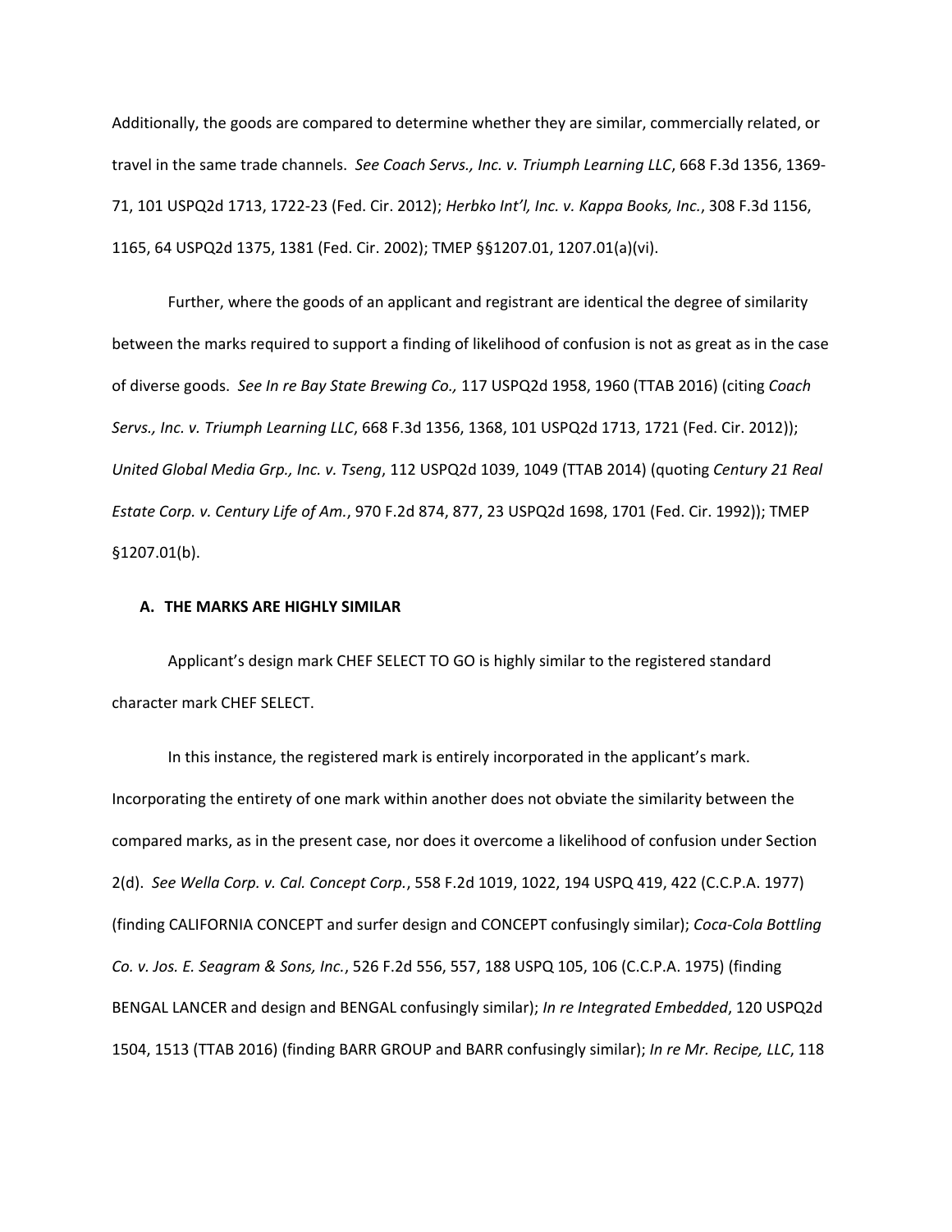Additionally, the goods are compared to determine whether they are similar, commercially related, or travel in the same trade channels. *See Coach Servs., Inc. v. Triumph Learning LLC*, 668 F.3d 1356, 1369-71, 101 USPQ2d 1713, 1722-23 (Fed. Cir. 2012); *Herbko Int'l, Inc. v. Kappa Books, Inc.*, 308 F.3d 1156, 1165, 64 USPQ2d 1375, 1381 (Fed. Cir. 2002); TMEP §§1207.01, 1207.01(a)(vi).

Further, where the goods of an applicant and registrant are identical the degree of similarity between the marks required to support a finding of likelihood of confusion is not as great as in the case of diverse goods. *See In re Bay State Brewing Co.,* 117 USPQ2d 1958, 1960 (TTAB 2016) (citing *Coach Servs., Inc. v. Triumph Learning LLC*, 668 F.3d 1356, 1368, 101 USPQ2d 1713, 1721 (Fed. Cir. 2012)); *United Global Media Grp., Inc. v. Tseng*, 112 USPQ2d 1039, 1049 (TTAB 2014) (quoting *Century 21 Real Estate Corp. v. Century Life of Am.*, 970 F.2d 874, 877, 23 USPQ2d 1698, 1701 (Fed. Cir. 1992)); TMEP §1207.01(b).

**A. THE MARKS ARE HIGHLY SIMILAR**

Applicant's design mark CHEF SELECT TO GO is highly similar to the registered standard character mark CHEF SELECT.

In this instance, the registered mark is entirely incorporated in the applicant's mark. Incorporating the entirety of one mark within another does not obviate the similarity between the compared marks, as in the present case, nor does it overcome a likelihood of confusion under Section 2(d). *See Wella Corp. v. Cal. Concept Corp.*, 558 F.2d 1019, 1022, 194 USPQ 419, 422 (C.C.P.A. 1977) (finding CALIFORNIA CONCEPT and surfer design and CONCEPT confusingly similar); *Coca-Cola Bottling Co. v. Jos. E. Seagram & Sons, Inc.*, 526 F.2d 556, 557, 188 USPQ 105, 106 (C.C.P.A. 1975) (finding BENGAL LANCER and design and BENGAL confusingly similar); *In re Integrated Embedded*, 120 USPQ2d 1504, 1513 (TTAB 2016) (finding BARR GROUP and BARR confusingly similar); *In re Mr. Recipe, LLC*, 118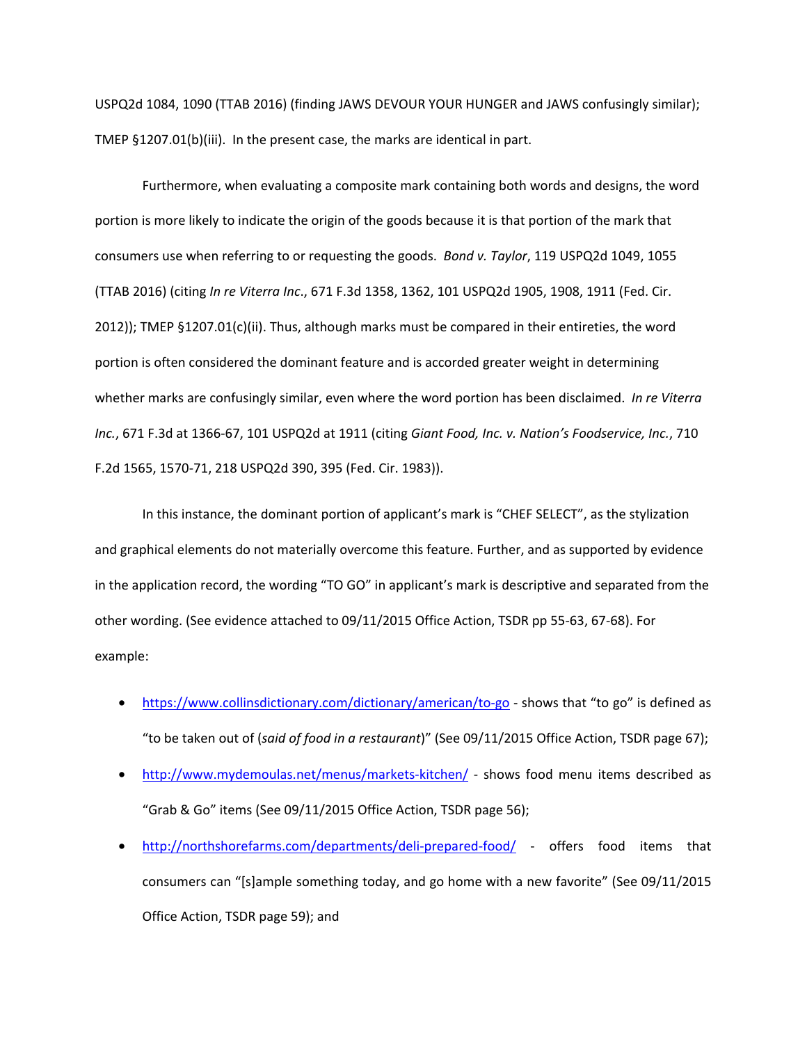USPQ2d 1084, 1090 (TTAB 2016) (finding JAWS DEVOUR YOUR HUNGER and JAWS confusingly similar); TMEP §1207.01(b)(iii). In the present case, the marks are identical in part.

Furthermore, when evaluating a composite mark containing both words and designs, the word portion is more likely to indicate the origin of the goods because it is that portion of the mark that consumers use when referring to or requesting the goods. *Bond v. Taylor*, 119 USPQ2d 1049, 1055 (TTAB 2016) (citing *In re Viterra Inc.*, 671 F.3d 1358, 1362, 101 USPQ2d 1905, 1908, 1911 (Fed. Cir. 2012)); TMEP §1207.01(c)(ii). Thus, although marks must be compared in their entireties, the word portion is often considered the dominant feature and is accorded greater weight in determining whether marks are confusingly similar, even where the word portion has been disclaimed. *In re Viterra Inc.*, 671 F.3d at 1366-67, 101 USPQ2d at 1911 (citing *Giant Food, Inc. v. Nation's Foodservice, Inc.*, 710 F.2d 1565, 1570-71, 218 USPQ2d 390, 395 (Fed. Cir. 1983)).

In this instance, the dominant portion of applicant's mark is "CHEF SELECT", as the stylization and graphical elements do not materially overcome this feature. Further, and as supported by evidence in the application record, the wording "TO GO" in applicant's mark is descriptive and separated from the other wording. (See evidence attached to 09/11/2015 Office Action, TSDR pp 55-63, 67-68). For example:

- https://www.collinsdictionary.com/dictionary/american/to-go - shows that "to go" is defined as "to be taken out of (*said of food in a restaurant*)" (See 09/11/2015 Office Action, TSDR page 67);
- http://www.mydemoulas.net/menus/markets-kitchen/ - shows food menu items described as "Grab & Go" items (See 09/11/2015 Office Action, TSDR page 56);
- http://northshorefarms.com/departments/deli-prepared-food/ - offers food items that consumers can "[s]ample something today, and go home with a new favorite" (See 09/11/2015 Office Action, TSDR page 59); and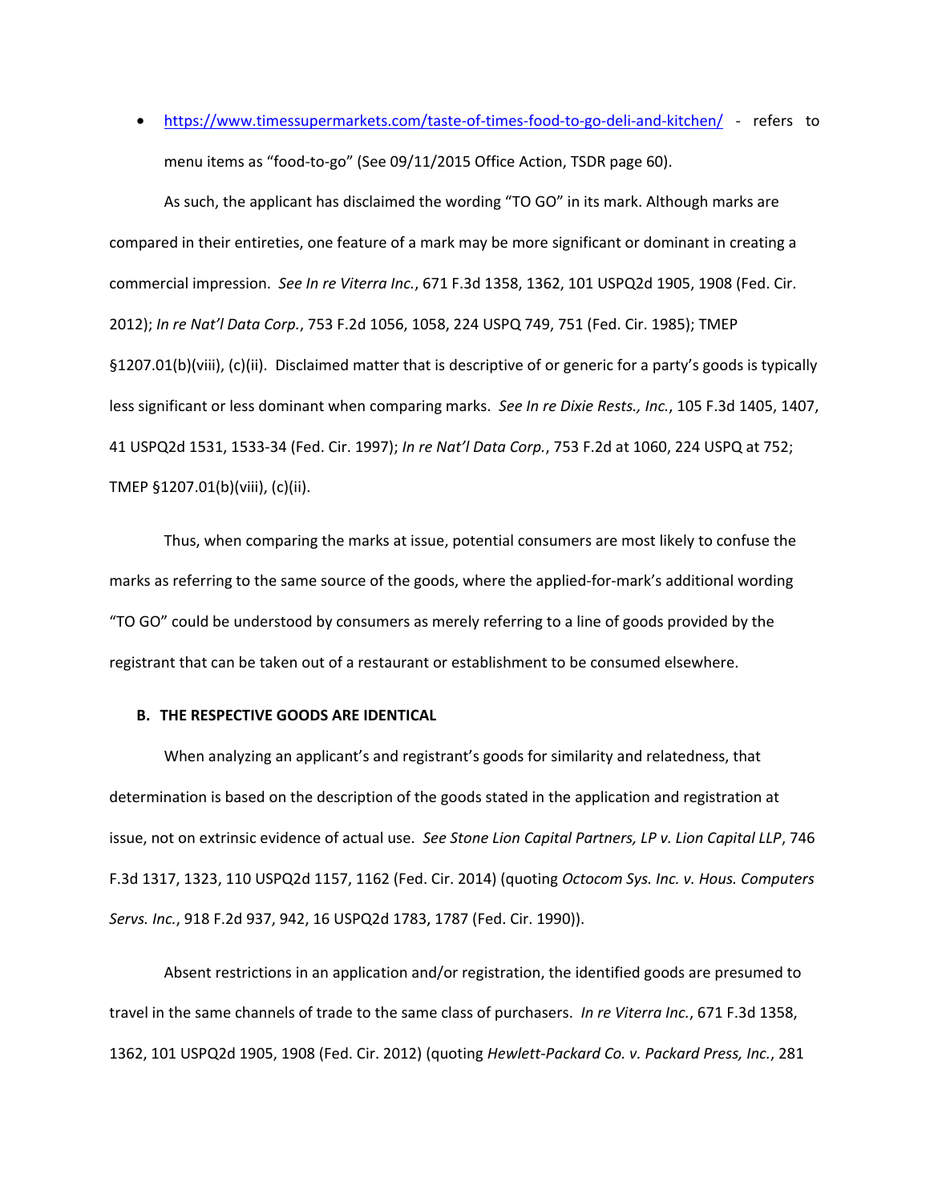- https://www.timessupermarkets.com/taste-of-times-food-to-go-deli-and-kitchen/ - refers to menu items as "food-to-go" (See 09/11/2015 Office Action, TSDR page 60).

As such, the applicant has disclaimed the wording "TO GO" in its mark. Although marks are compared in their entireties, one feature of a mark may be more significant or dominant in creating a commercial impression. *See In re Viterra Inc.*, 671 F.3d 1358, 1362, 101 USPQ2d 1905, 1908 (Fed. Cir. 2012); *In re Nat'l Data Corp.*, 753 F.2d 1056, 1058, 224 USPQ 749, 751 (Fed. Cir. 1985); TMEP §1207.01(b)(viii), (c)(ii). Disclaimed matter that is descriptive of or generic for a party's goods is typically less significant or less dominant when comparing marks. *See In re Dixie Rests., Inc.*, 105 F.3d 1405, 1407, 41 USPQ2d 1531, 1533-34 (Fed. Cir. 1997); *In re Nat'l Data Corp.*, 753 F.2d at 1060, 224 USPQ at 752; TMEP §1207.01(b)(viii), (c)(ii).

Thus, when comparing the marks at issue, potential consumers are most likely to confuse the marks as referring to the same source of the goods, where the applied-for-mark's additional wording "TO GO" could be understood by consumers as merely referring to a line of goods provided by the registrant that can be taken out of a restaurant or establishment to be consumed elsewhere.

### B. THE RESPECTIVE GOODS ARE IDENTICAL

When analyzing an applicant's and registrant's goods for similarity and relatedness, that determination is based on the description of the goods stated in the application and registration at issue, not on extrinsic evidence of actual use. *See Stone Lion Capital Partners, LP v. Lion Capital LLP*, 746 F.3d 1317, 1323, 110 USPQ2d 1157, 1162 (Fed. Cir. 2014) (quoting *Octocom Sys. Inc. v. Hous. Computers Servs. Inc.*, 918 F.2d 937, 942, 16 USPQ2d 1783, 1787 (Fed. Cir. 1990)).

Absent restrictions in an application and/or registration, the identified goods are presumed to travel in the same channels of trade to the same class of purchasers. *In re Viterra Inc.*, 671 F.3d 1358, 1362, 101 USPQ2d 1905, 1908 (Fed. Cir. 2012) (quoting *Hewlett-Packard Co. v. Packard Press, Inc.*, 281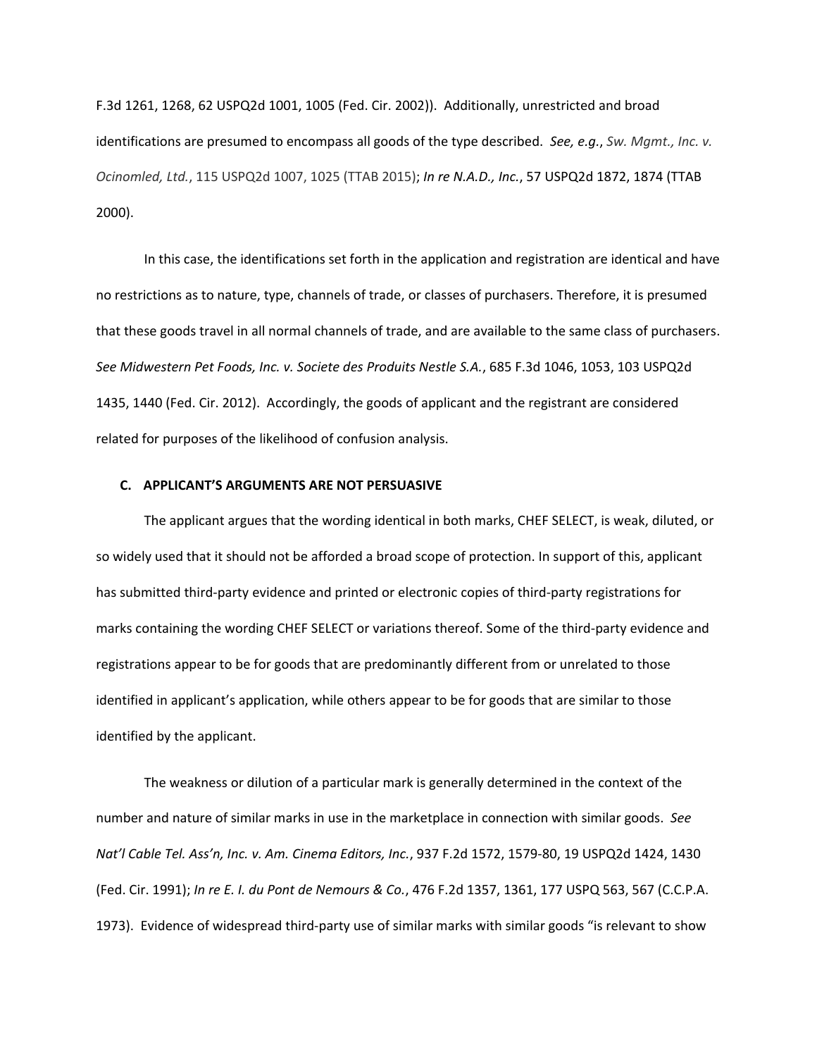F.3d 1261, 1268, 62 USPQ2d 1001, 1005 (Fed. Cir. 2002)). Additionally, unrestricted and broad identifications are presumed to encompass all goods of the type described. *See, e.g.*, *Sw. Mgmt., Inc. v. Ocinomled, Ltd.*, 115 USPQ2d 1007, 1025 (TTAB 2015); *In re N.A.D., Inc.*, 57 USPQ2d 1872, 1874 (TTAB 2000).

In this case, the identifications set forth in the application and registration are identical and have no restrictions as to nature, type, channels of trade, or classes of purchasers. Therefore, it is presumed that these goods travel in all normal channels of trade, and are available to the same class of purchasers. *See Midwestern Pet Foods, Inc. v. Societe des Produits Nestle S.A.*, 685 F.3d 1046, 1053, 103 USPQ2d 1435, 1440 (Fed. Cir. 2012). Accordingly, the goods of applicant and the registrant are considered related for purposes of the likelihood of confusion analysis.

### C. APPLICANT'S ARGUMENTS ARE NOT PERSUASIVE

The applicant argues that the wording identical in both marks, CHEF SELECT, is weak, diluted, or so widely used that it should not be afforded a broad scope of protection. In support of this, applicant has submitted third-party evidence and printed or electronic copies of third-party registrations for marks containing the wording CHEF SELECT or variations thereof. Some of the third-party evidence and registrations appear to be for goods that are predominantly different from or unrelated to those identified in applicant's application, while others appear to be for goods that are similar to those identified by the applicant.

The weakness or dilution of a particular mark is generally determined in the context of the number and nature of similar marks in use in the marketplace in connection with similar goods. *See Nat'l Cable Tel. Ass'n, Inc. v. Am. Cinema Editors, Inc.*, 937 F.2d 1572, 1579-80, 19 USPQ2d 1424, 1430 (Fed. Cir. 1991); *In re E. I. du Pont de Nemours & Co.*, 476 F.2d 1357, 1361, 177 USPQ 563, 567 (C.C.P.A. 1973). Evidence of widespread third-party use of similar marks with similar goods "is relevant to show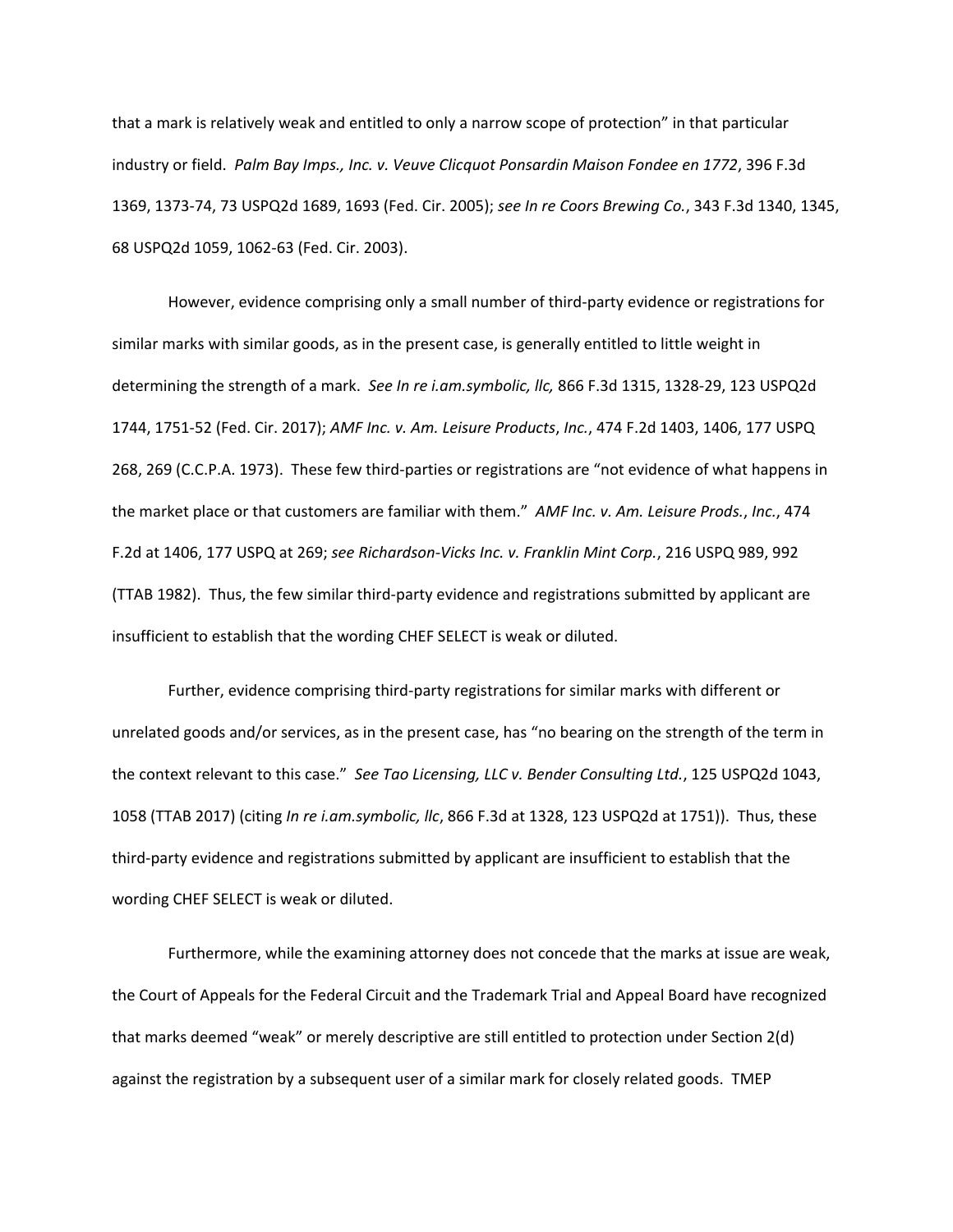that a mark is relatively weak and entitled to only a narrow scope of protection" in that particular industry or field. *Palm Bay Imps., Inc. v. Veuve Clicquot Ponsardin Maison Fondee en 1772*, 396 F.3d 1369, 1373-74, 73 USPQ2d 1689, 1693 (Fed. Cir. 2005); *see In re Coors Brewing Co.*, 343 F.3d 1340, 1345, 68 USPQ2d 1059, 1062-63 (Fed. Cir. 2003).

However, evidence comprising only a small number of third-party evidence or registrations for similar marks with similar goods, as in the present case, is generally entitled to little weight in determining the strength of a mark. *See In re i.am.symbolic, llc,* 866 F.3d 1315, 1328-29, 123 USPQ2d 1744, 1751-52 (Fed. Cir. 2017); *AMF Inc. v. Am. Leisure Products*, *Inc.*, 474 F.2d 1403, 1406, 177 USPQ 268, 269 (C.C.P.A. 1973). These few third-parties or registrations are "not evidence of what happens in the market place or that customers are familiar with them." *AMF Inc. v. Am. Leisure Prods.*, *Inc.*, 474 F.2d at 1406, 177 USPQ at 269; *see Richardson-Vicks Inc. v. Franklin Mint Corp.*, 216 USPQ 989, 992 (TTAB 1982). Thus, the few similar third-party evidence and registrations submitted by applicant are insufficient to establish that the wording CHEF SELECT is weak or diluted.

Further, evidence comprising third-party registrations for similar marks with different or unrelated goods and/or services, as in the present case, has "no bearing on the strength of the term in the context relevant to this case." *See Tao Licensing, LLC v. Bender Consulting Ltd.*, 125 USPQ2d 1043, 1058 (TTAB 2017) (citing *In re i.am.symbolic, llc*, 866 F.3d at 1328, 123 USPQ2d at 1751)). Thus, these third-party evidence and registrations submitted by applicant are insufficient to establish that the wording CHEF SELECT is weak or diluted.

Furthermore, while the examining attorney does not concede that the marks at issue are weak, the Court of Appeals for the Federal Circuit and the Trademark Trial and Appeal Board have recognized that marks deemed "weak" or merely descriptive are still entitled to protection under Section 2(d) against the registration by a subsequent user of a similar mark for closely related goods. TMEP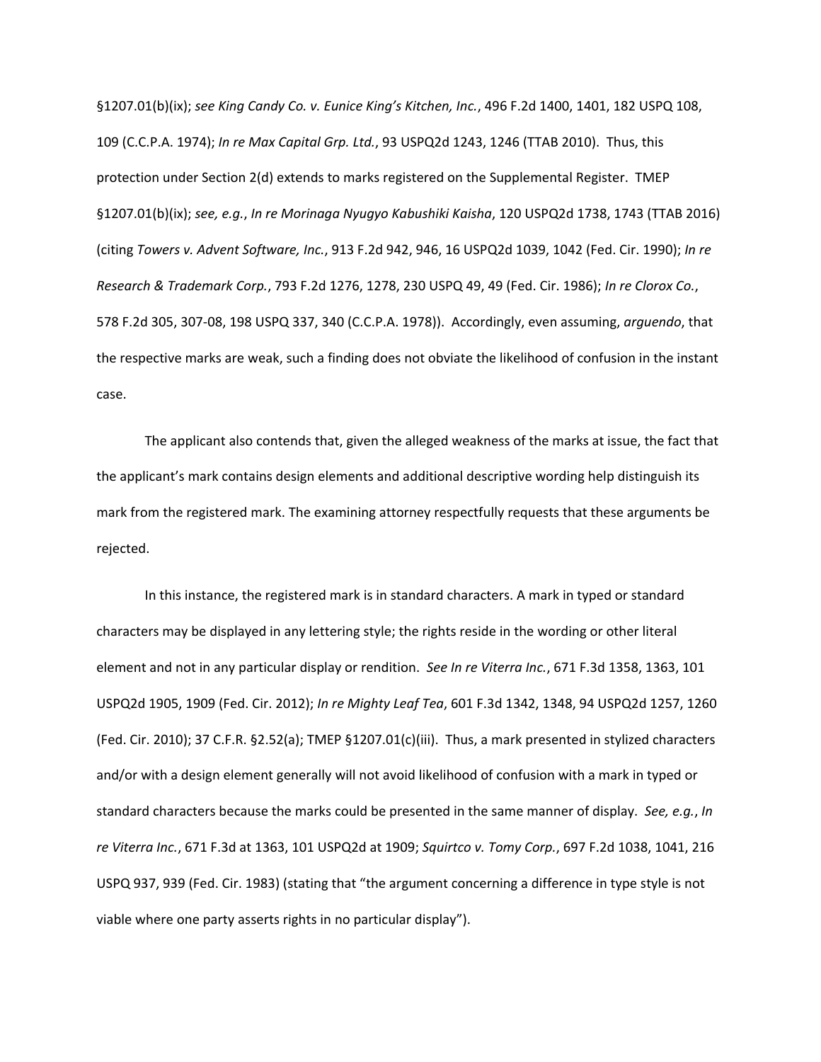§1207.01(b)(ix); *see King Candy Co. v. Eunice King's Kitchen, Inc.*, 496 F.2d 1400, 1401, 182 USPQ 108, 109 (C.C.P.A. 1974); *In re Max Capital Grp. Ltd.*, 93 USPQ2d 1243, 1246 (TTAB 2010). Thus, this protection under Section 2(d) extends to marks registered on the Supplemental Register. TMEP §1207.01(b)(ix); *see, e.g.*, *In re Morinaga Nyugyo Kabushiki Kaisha*, 120 USPQ2d 1738, 1743 (TTAB 2016) (citing *Towers v. Advent Software, Inc.*, 913 F.2d 942, 946, 16 USPQ2d 1039, 1042 (Fed. Cir. 1990); *In re Research & Trademark Corp.*, 793 F.2d 1276, 1278, 230 USPQ 49, 49 (Fed. Cir. 1986); *In re Clorox Co.*, 578 F.2d 305, 307-08, 198 USPQ 337, 340 (C.C.P.A. 1978)). Accordingly, even assuming, *arguendo*, that the respective marks are weak, such a finding does not obviate the likelihood of confusion in the instant case.

The applicant also contends that, given the alleged weakness of the marks at issue, the fact that the applicant's mark contains design elements and additional descriptive wording help distinguish its mark from the registered mark. The examining attorney respectfully requests that these arguments be rejected.

In this instance, the registered mark is in standard characters. A mark in typed or standard characters may be displayed in any lettering style; the rights reside in the wording or other literal element and not in any particular display or rendition. *See In re Viterra Inc.*, 671 F.3d 1358, 1363, 101 USPQ2d 1905, 1909 (Fed. Cir. 2012); *In re Mighty Leaf Tea*, 601 F.3d 1342, 1348, 94 USPQ2d 1257, 1260 (Fed. Cir. 2010); 37 C.F.R. §2.52(a); TMEP §1207.01(c)(iii). Thus, a mark presented in stylized characters and/or with a design element generally will not avoid likelihood of confusion with a mark in typed or standard characters because the marks could be presented in the same manner of display. *See, e.g.*, *In re Viterra Inc.*, 671 F.3d at 1363, 101 USPQ2d at 1909; *Squirtco v. Tomy Corp.*, 697 F.2d 1038, 1041, 216 USPQ 937, 939 (Fed. Cir. 1983) (stating that "the argument concerning a difference in type style is not viable where one party asserts rights in no particular display").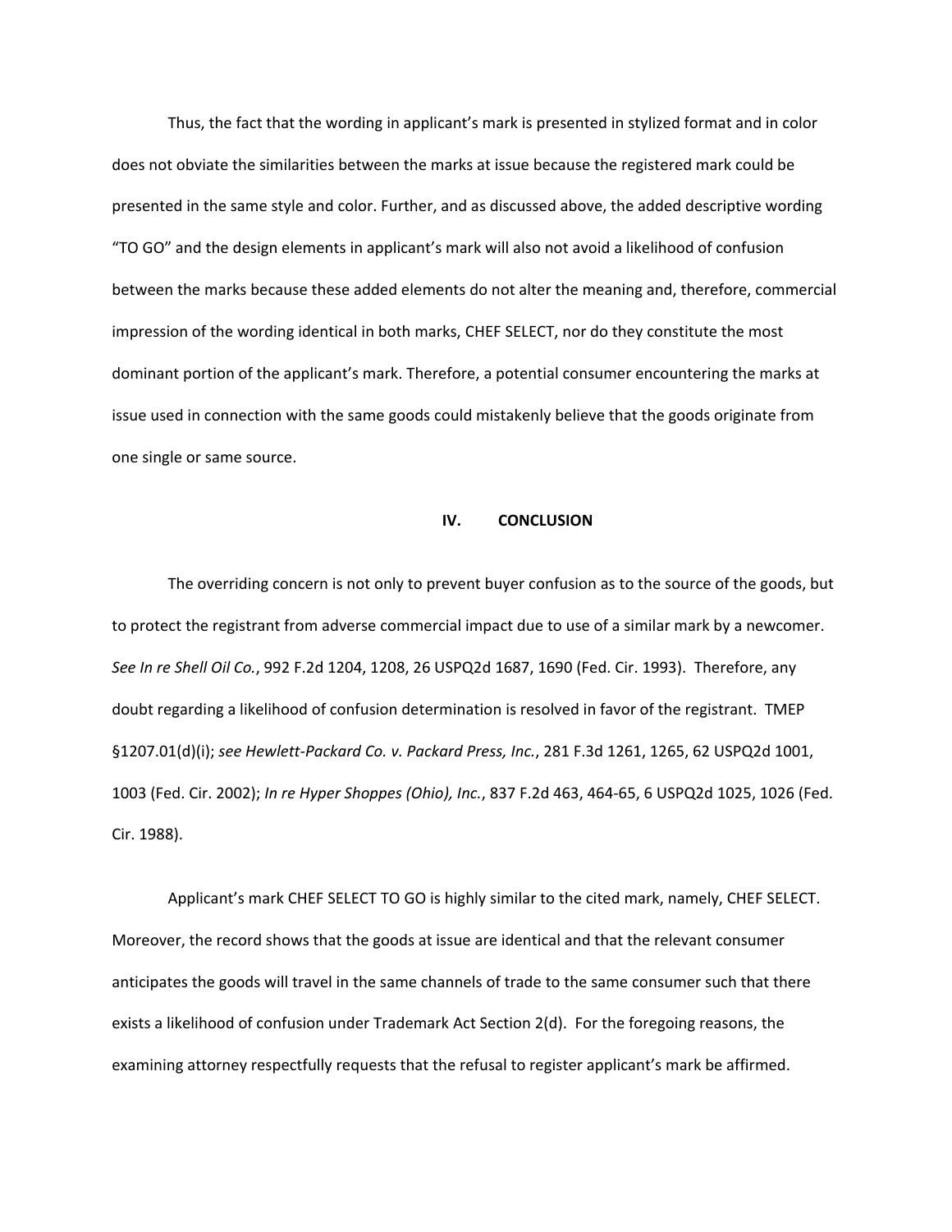Thus, the fact that the wording in applicant's mark is presented in stylized format and in color does not obviate the similarities between the marks at issue because the registered mark could be presented in the same style and color. Further, and as discussed above, the added descriptive wording "TO GO" and the design elements in applicant's mark will also not avoid a likelihood of confusion between the marks because these added elements do not alter the meaning and, therefore, commercial impression of the wording identical in both marks, CHEF SELECT, nor do they constitute the most dominant portion of the applicant's mark. Therefore, a potential consumer encountering the marks at issue used in connection with the same goods could mistakenly believe that the goods originate from one single or same source.

## IV. CONCLUSION

The overriding concern is not only to prevent buyer confusion as to the source of the goods, but to protect the registrant from adverse commercial impact due to use of a similar mark by a newcomer. *See In re Shell Oil Co.*, 992 F.2d 1204, 1208, 26 USPQ2d 1687, 1690 (Fed. Cir. 1993). Therefore, any doubt regarding a likelihood of confusion determination is resolved in favor of the registrant. TMEP §1207.01(d)(i); *see Hewlett-Packard Co. v. Packard Press, Inc.*, 281 F.3d 1261, 1265, 62 USPQ2d 1001, 1003 (Fed. Cir. 2002); *In re Hyper Shoppes (Ohio), Inc.*, 837 F.2d 463, 464-65, 6 USPQ2d 1025, 1026 (Fed. Cir. 1988).

Applicant's mark CHEF SELECT TO GO is highly similar to the cited mark, namely, CHEF SELECT. Moreover, the record shows that the goods at issue are identical and that the relevant consumer anticipates the goods will travel in the same channels of trade to the same consumer such that there exists a likelihood of confusion under Trademark Act Section 2(d). For the foregoing reasons, the examining attorney respectfully requests that the refusal to register applicant's mark be affirmed.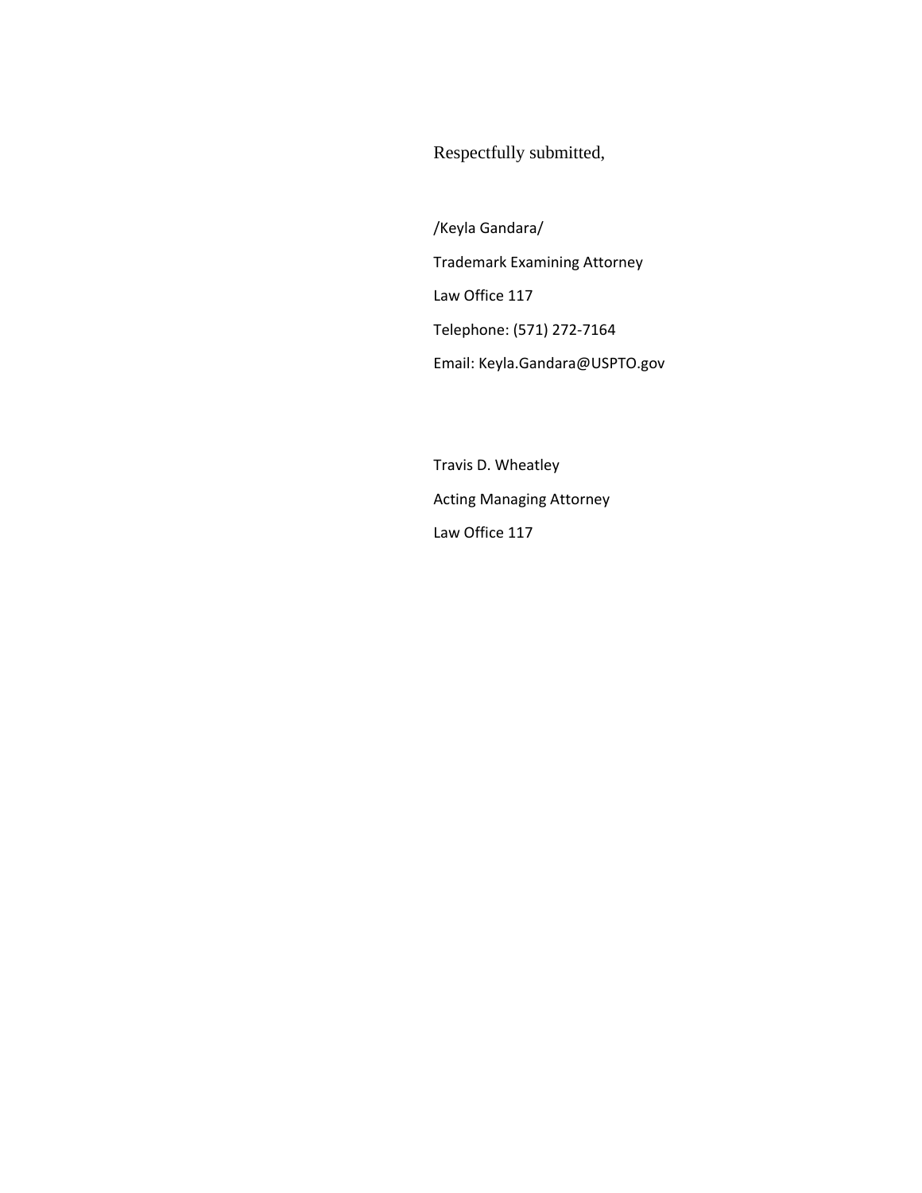Respectfully submitted,

/Keyla Gandara/

Trademark Examining Attorney

Law Office 117

Telephone: (571) 272-7164

Email: Keyla.Gandara@USPTO.gov

Travis D. Wheatley

Acting Managing Attorney

Law Office 117